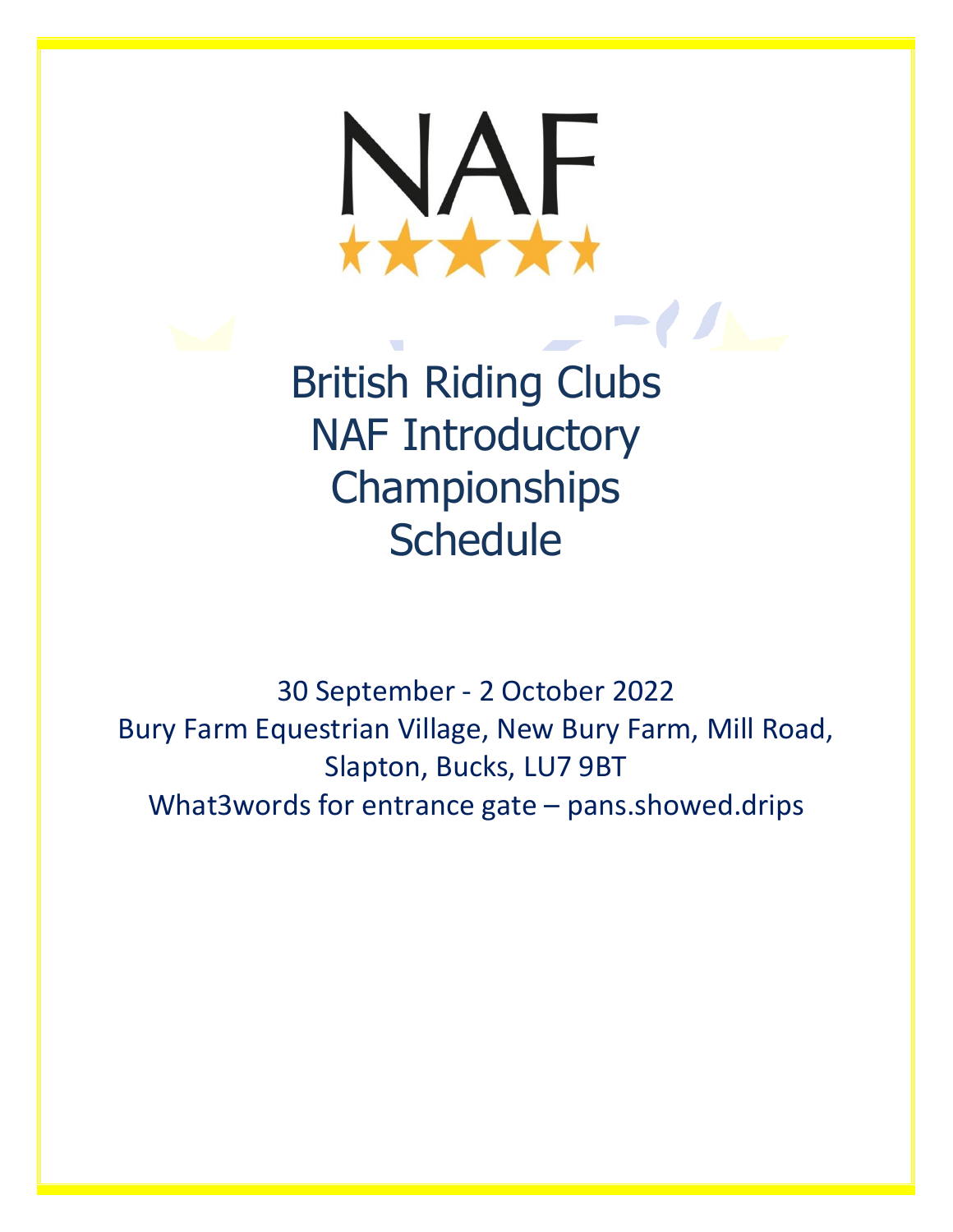NAF

# British Riding Clubs NAF Introductory Championships Schedule

30 September - 2 October 2022

Bury Farm Equestrian Village, New Bury Farm, Mill Road, Slapton, Bucks, LU7 9BT

What3words for entrance gate – pans.showed.drips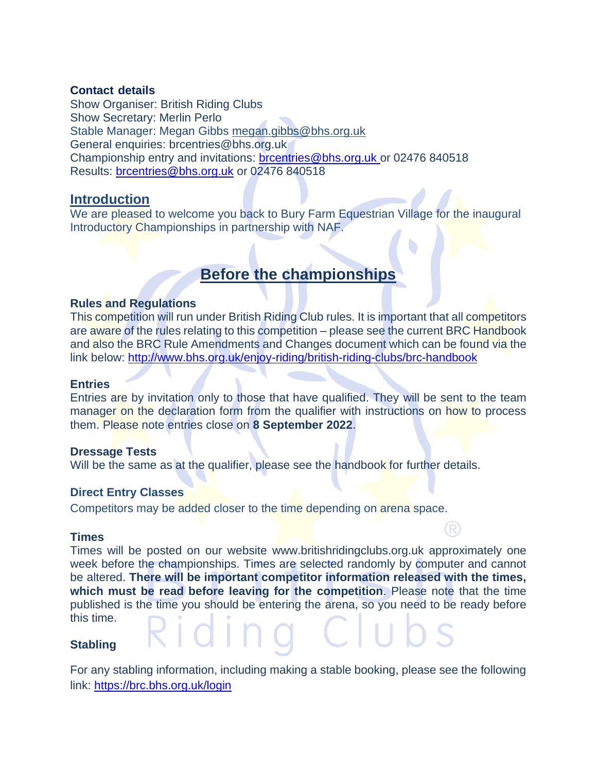**Contact details**
Show Organiser: British Riding Clubs
Show Secretary: Merlin Perlo
Stable Manager: Megan Gibbs megan.gibbs@bhs.org.uk
General enquiries: brcentries@bhs.org.uk
Championship entry and invitations: brcentries@bhs.org.uk or 02476 840518
Results: brcentries@bhs.org.uk or 02476 840518

## Introduction

We are pleased to welcome you back to Bury Farm Equestrian Village for the inaugural Introductory Championships in partnership with NAF.

## Before the championships

### Rules and Regulations

This competition will run under British Riding Club rules. It is important that all competitors are aware of the rules relating to this competition – please see the current BRC Handbook and also the BRC Rule Amendments and Changes document which can be found via the link below: http://www.bhs.org.uk/enjoy-riding/british-riding-clubs/brc-handbook

### Entries

Entries are by invitation only to those that have qualified. They will be sent to the team manager on the declaration form from the qualifier with instructions on how to process them. Please note entries close on **8 September 2022**.

### Dressage Tests

Will be the same as at the qualifier, please see the handbook for further details.

### Direct Entry Classes

Competitors may be added closer to the time depending on arena space.

### Times

Times will be posted on our website www.britishridingclubs.org.uk approximately one week before the championships. Times are selected randomly by computer and cannot be altered. **There will be important competitor information released with the times, which must be read before leaving for the competition**. Please note that the time published is the time you should be entering the arena, so you need to be ready before this time.

### Stabling

For any stabling information, including making a stable booking, please see the following link: https://brc.bhs.org.uk/login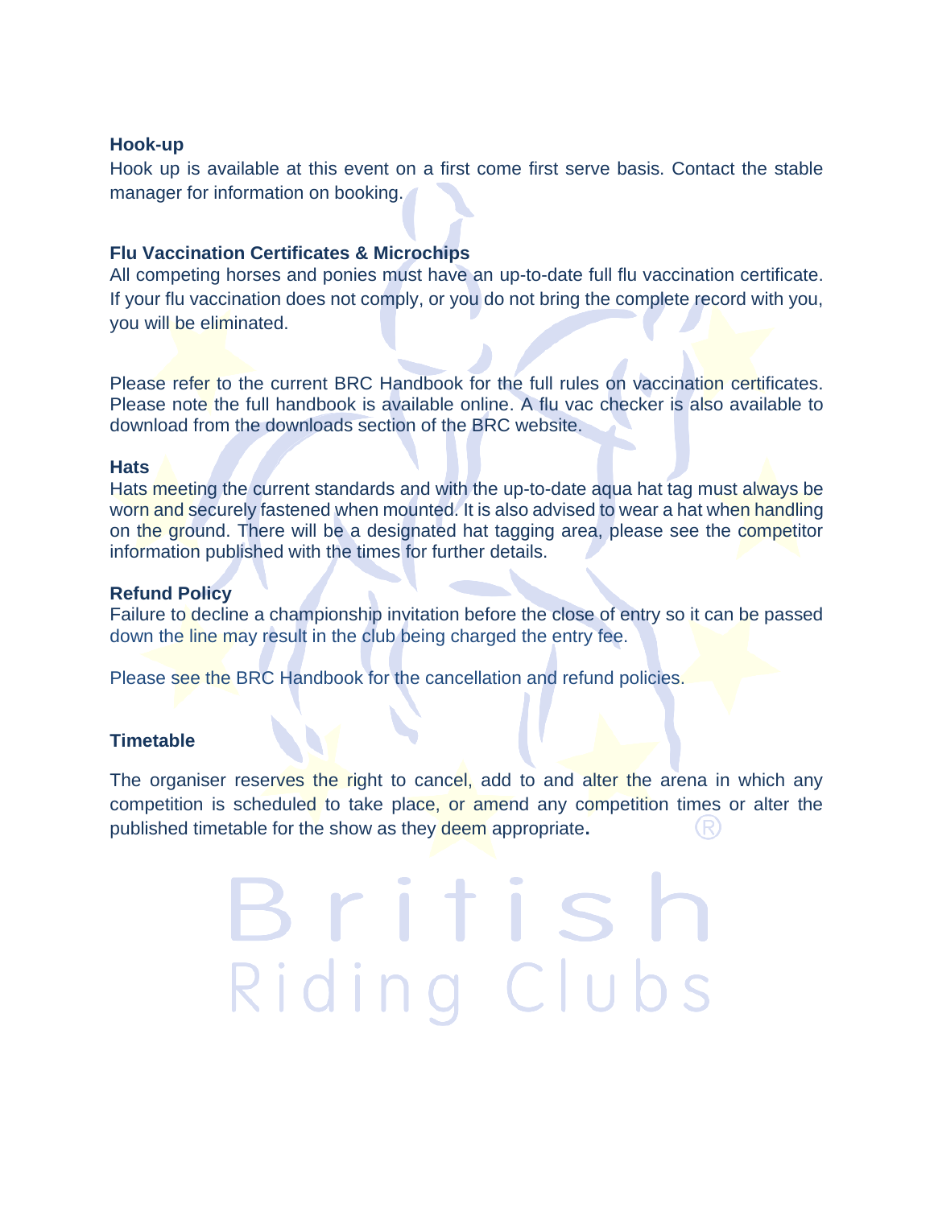### Hook-up

Hook up is available at this event on a first come first serve basis. Contact the stable manager for information on booking.

### Flu Vaccination Certificates & Microchips

All competing horses and ponies must have an up-to-date full flu vaccination certificate. If your flu vaccination does not comply, or you do not bring the complete record with you, you will be eliminated.

Please refer to the current BRC Handbook for the full rules on vaccination certificates. Please note the full handbook is available online. A flu vac checker is also available to download from the downloads section of the BRC website.

### Hats

Hats meeting the current standards and with the up-to-date aqua hat tag must always be worn and securely fastened when mounted. It is also advised to wear a hat when handling on the ground. There will be a designated hat tagging area, please see the competitor information published with the times for further details.

### Refund Policy

Failure to decline a championship invitation before the close of entry so it can be passed down the line may result in the club being charged the entry fee.

Please see the BRC Handbook for the cancellation and refund policies.

### Timetable

The organiser reserves the right to cancel, add to and alter the arena in which any competition is scheduled to take place, or amend any competition times or alter the published timetable for the show as they deem appropriate.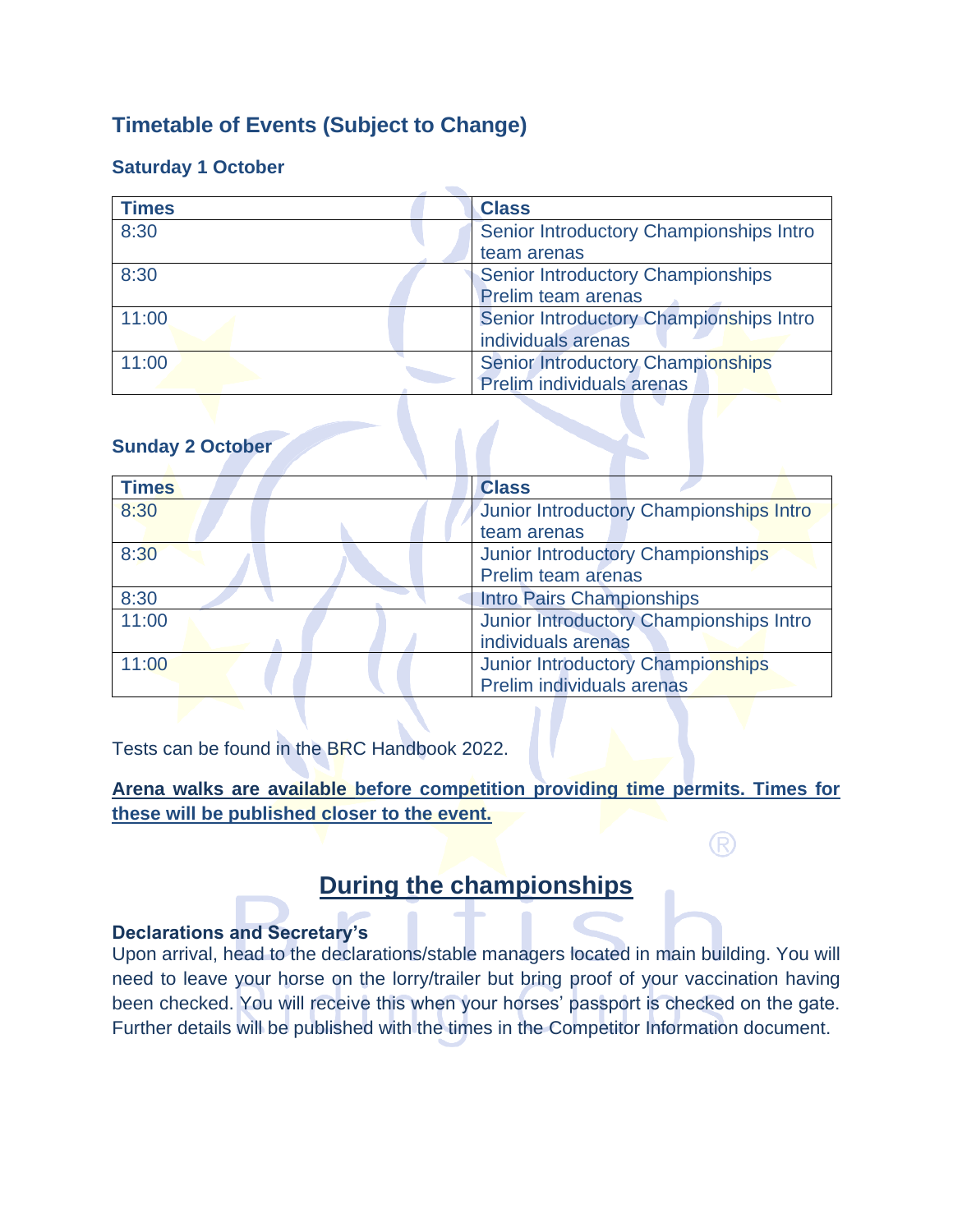## Timetable of Events (Subject to Change)

### Saturday 1 October

| Times | Class |
| --- | --- |
| 8:30 | Senior Introductory Championships Intro team arenas |
| 8:30 | Senior Introductory Championships Prelim team arenas |
| 11:00 | Senior Introductory Championships Intro individuals arenas |
| 11:00 | Senior Introductory Championships Prelim individuals arenas |

### Sunday 2 October

| Times | Class |
| --- | --- |
| 8:30 | Junior Introductory Championships Intro team arenas |
| 8:30 | Junior Introductory Championships Prelim team arenas |
| 8:30 | Intro Pairs Championships |
| 11:00 | Junior Introductory Championships Intro individuals arenas |
| 11:00 | Junior Introductory Championships Prelim individuals arenas |

Tests can be found in the BRC Handbook 2022.

**Arena walks are available before competition providing time permits. Times for these will be published closer to the event.**

## During the championships

**Declarations and Secretary's**

Upon arrival, head to the declarations/stable managers located in main building. You will need to leave your horse on the lorry/trailer but bring proof of your vaccination having been checked. You will receive this when your horses' passport is checked on the gate. Further details will be published with the times in the Competitor Information document.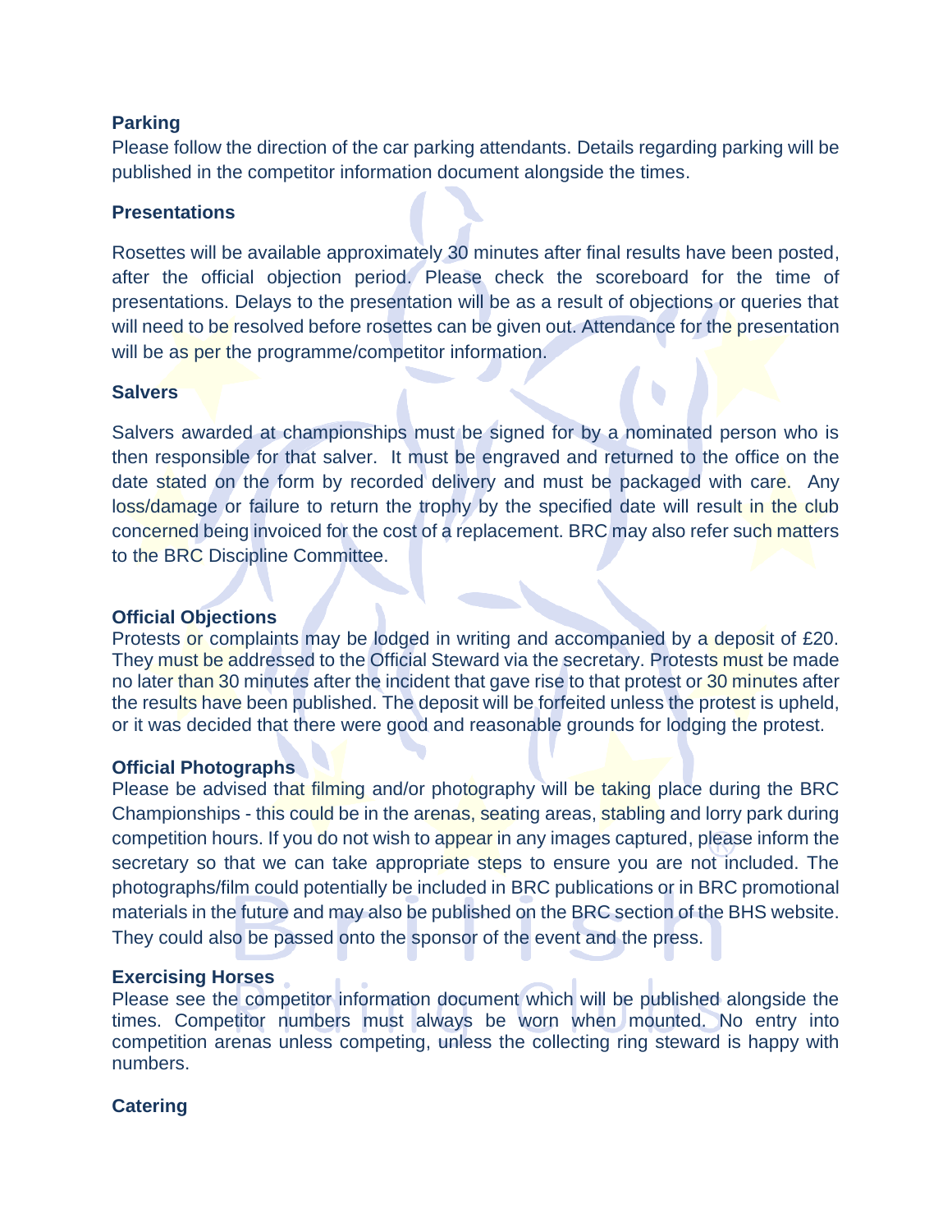## Parking

Please follow the direction of the car parking attendants. Details regarding parking will be published in the competitor information document alongside the times.

## Presentations

Rosettes will be available approximately 30 minutes after final results have been posted, after the official objection period. Please check the scoreboard for the time of presentations. Delays to the presentation will be as a result of objections or queries that will need to be resolved before rosettes can be given out. Attendance for the presentation will be as per the programme/competitor information.

## Salvers

Salvers awarded at championships must be signed for by a nominated person who is then responsible for that salver. It must be engraved and returned to the office on the date stated on the form by recorded delivery and must be packaged with care. Any loss/damage or failure to return the trophy by the specified date will result in the club concerned being invoiced for the cost of a replacement. BRC may also refer such matters to the BRC Discipline Committee.

## Official Objections

Protests or complaints may be lodged in writing and accompanied by a deposit of £20. They must be addressed to the Official Steward via the secretary. Protests must be made no later than 30 minutes after the incident that gave rise to that protest or 30 minutes after the results have been published. The deposit will be forfeited unless the protest is upheld, or it was decided that there were good and reasonable grounds for lodging the protest.

## Official Photographs

Please be advised that filming and/or photography will be taking place during the BRC Championships - this could be in the arenas, seating areas, stabling and lorry park during competition hours. If you do not wish to appear in any images captured, please inform the secretary so that we can take appropriate steps to ensure you are not included. The photographs/film could potentially be included in BRC publications or in BRC promotional materials in the future and may also be published on the BRC section of the BHS website. They could also be passed onto the sponsor of the event and the press.

## Exercising Horses

Please see the competitor information document which will be published alongside the times. Competitor numbers must always be worn when mounted. No entry into competition arenas unless competing, unless the collecting ring steward is happy with numbers.

## Catering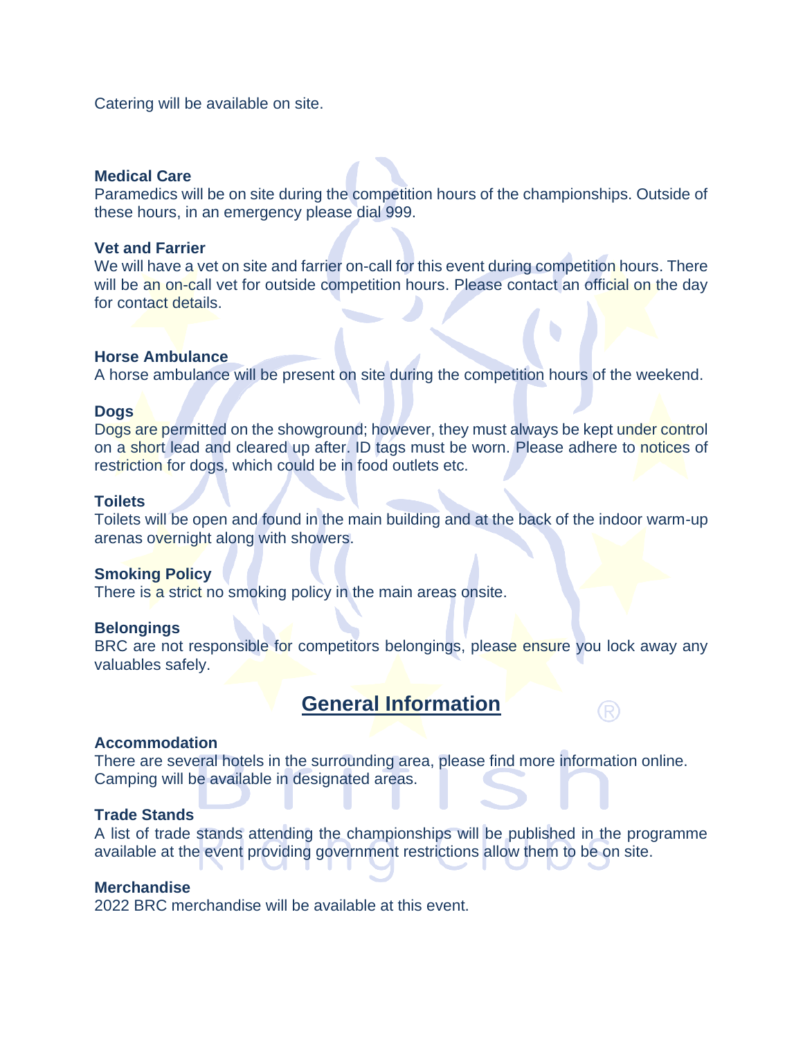Catering will be available on site.

**Medical Care**
Paramedics will be on site during the competition hours of the championships. Outside of these hours, in an emergency please dial 999.

**Vet and Farrier**
We will have a vet on site and farrier on-call for this event during competition hours. There will be an on-call vet for outside competition hours. Please contact an official on the day for contact details.

**Horse Ambulance**
A horse ambulance will be present on site during the competition hours of the weekend.

**Dogs**
Dogs are permitted on the showground; however, they must always be kept under control on a short lead and cleared up after. ID tags must be worn. Please adhere to notices of restriction for dogs, which could be in food outlets etc.

**Toilets**
Toilets will be open and found in the main building and at the back of the indoor warm-up arenas overnight along with showers.

**Smoking Policy**
There is a strict no smoking policy in the main areas onsite.

**Belongings**
BRC are not responsible for competitors belongings, please ensure you lock away any valuables safely.

## General Information

**Accommodation**
There are several hotels in the surrounding area, please find more information online. Camping will be available in designated areas.

**Trade Stands**
A list of trade stands attending the championships will be published in the programme available at the event providing government restrictions allow them to be on site.

**Merchandise**
2022 BRC merchandise will be available at this event.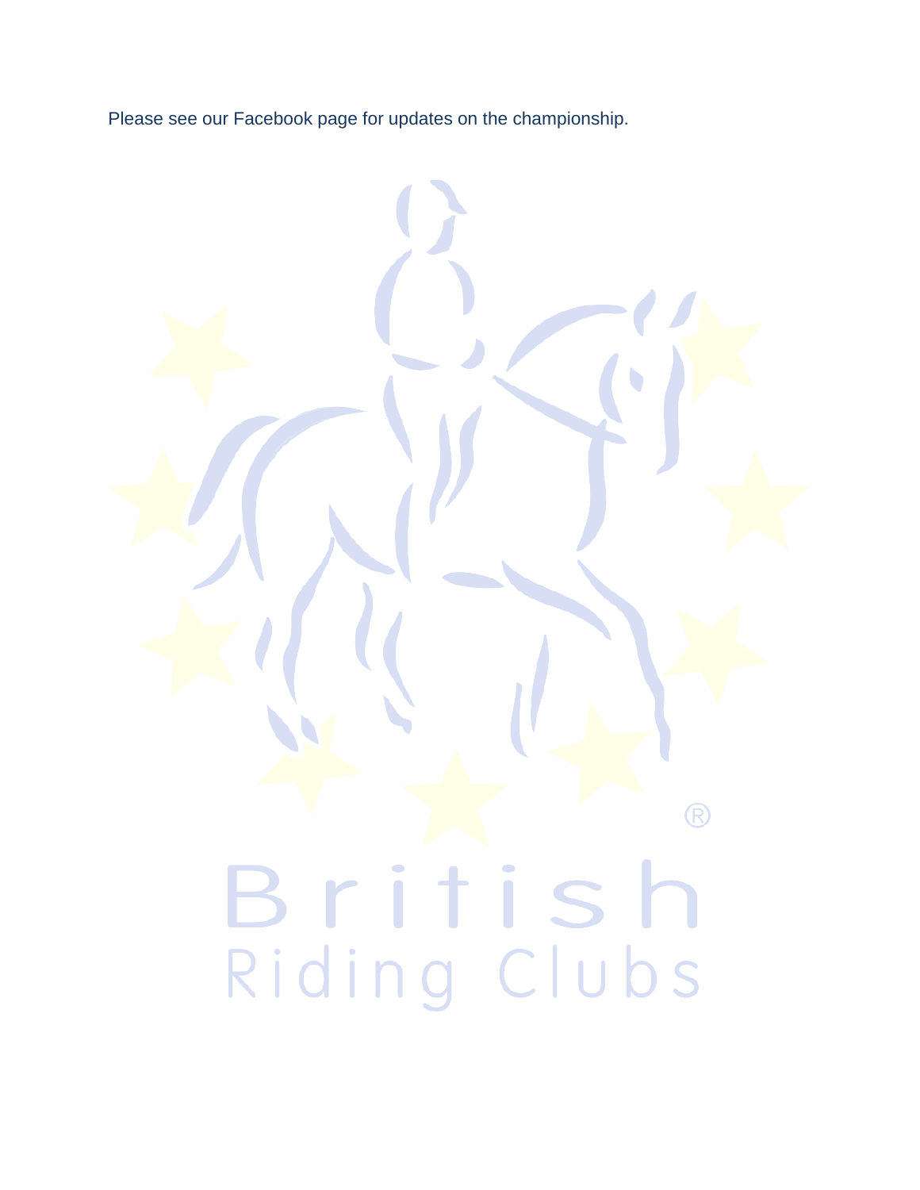Please see our Facebook page for updates on the championship.